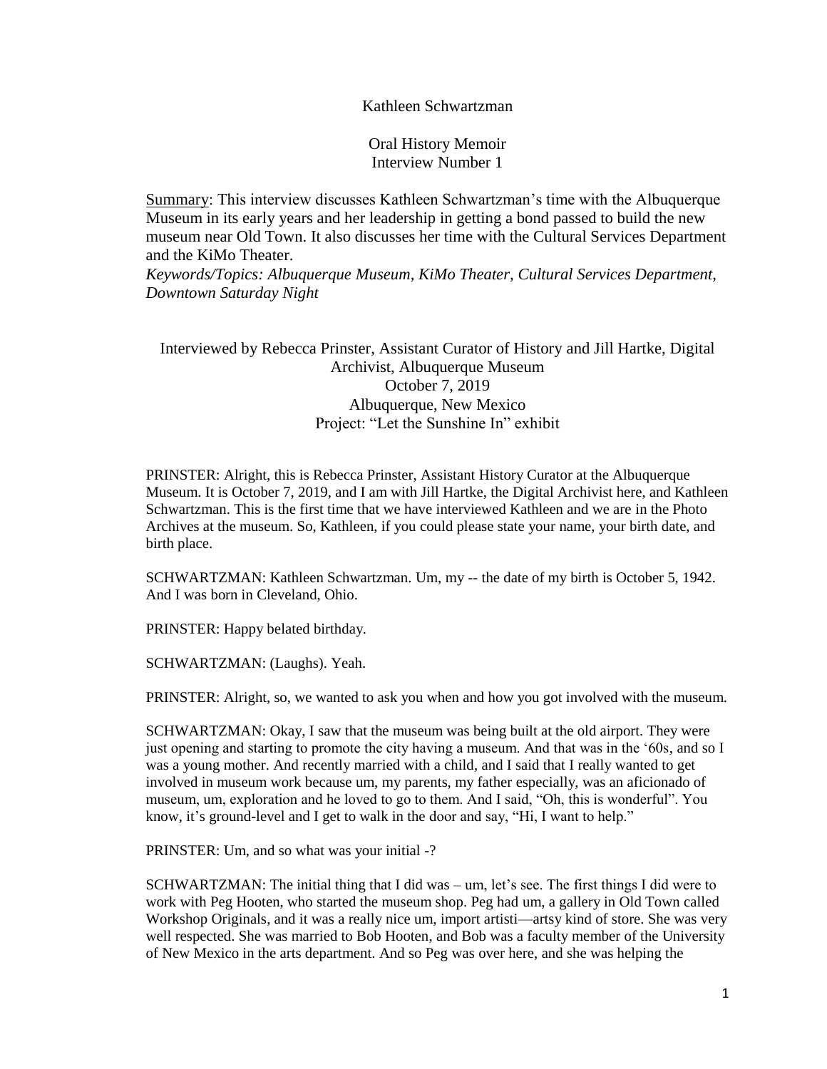Kathleen Schwartzman

Oral History Memoir
Interview Number 1

<u>Summary</u>: This interview discusses Kathleen Schwartzman's time with the Albuquerque Museum in its early years and her leadership in getting a bond passed to build the new museum near Old Town. It also discusses her time with the Cultural Services Department and the KiMo Theater.

*Keywords/Topics: Albuquerque Museum, KiMo Theater, Cultural Services Department, Downtown Saturday Night*

Interviewed by Rebecca Prinster, Assistant Curator of History and Jill Hartke, Digital Archivist, Albuquerque Museum
October 7, 2019
Albuquerque, New Mexico
Project: "Let the Sunshine In" exhibit

PRINSTER: Alright, this is Rebecca Prinster, Assistant History Curator at the Albuquerque Museum. It is October 7, 2019, and I am with Jill Hartke, the Digital Archivist here, and Kathleen Schwartzman. This is the first time that we have interviewed Kathleen and we are in the Photo Archives at the museum. So, Kathleen, if you could please state your name, your birth date, and birth place.

SCHWARTZMAN: Kathleen Schwartzman. Um, my -- the date of my birth is October 5, 1942. And I was born in Cleveland, Ohio.

PRINSTER: Happy belated birthday.

SCHWARTZMAN: (Laughs). Yeah.

PRINSTER: Alright, so, we wanted to ask you when and how you got involved with the museum.

SCHWARTZMAN: Okay, I saw that the museum was being built at the old airport. They were just opening and starting to promote the city having a museum. And that was in the '60s, and so I was a young mother. And recently married with a child, and I said that I really wanted to get involved in museum work because um, my parents, my father especially, was an aficionado of museum, um, exploration and he loved to go to them. And I said, "Oh, this is wonderful". You know, it's ground-level and I get to walk in the door and say, "Hi, I want to help."

PRINSTER: Um, and so what was your initial -?

SCHWARTZMAN: The initial thing that I did was – um, let's see. The first things I did were to work with Peg Hooten, who started the museum shop. Peg had um, a gallery in Old Town called Workshop Originals, and it was a really nice um, import artisti—artsy kind of store. She was very well respected. She was married to Bob Hooten, and Bob was a faculty member of the University of New Mexico in the arts department. And so Peg was over here, and she was helping the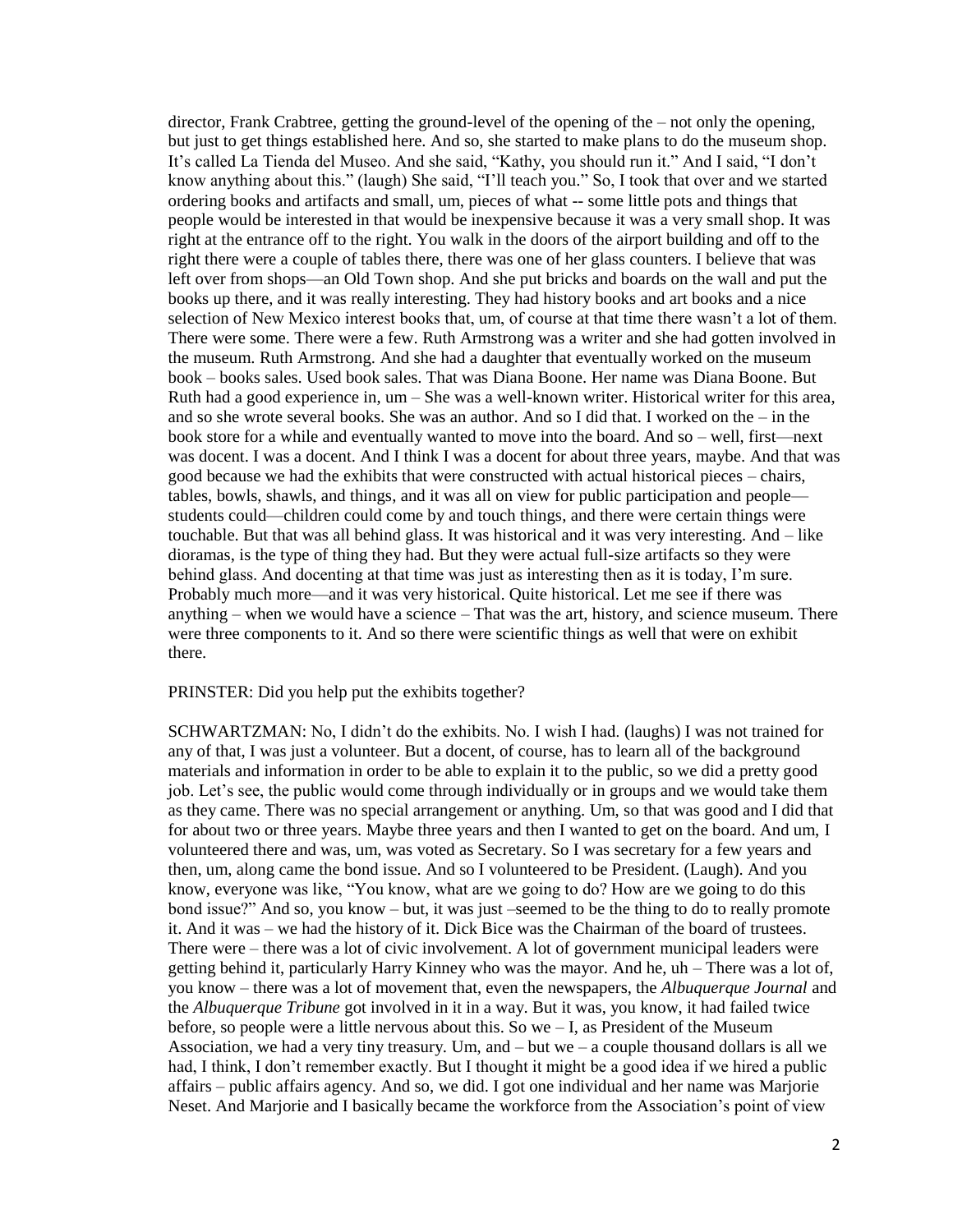director, Frank Crabtree, getting the ground-level of the opening of the – not only the opening, but just to get things established here. And so, she started to make plans to do the museum shop. It's called La Tienda del Museo. And she said, "Kathy, you should run it." And I said, "I don't know anything about this." (laugh) She said, "I'll teach you." So, I took that over and we started ordering books and artifacts and small, um, pieces of what -- some little pots and things that people would be interested in that would be inexpensive because it was a very small shop. It was right at the entrance off to the right. You walk in the doors of the airport building and off to the right there were a couple of tables there, there was one of her glass counters. I believe that was left over from shops—an Old Town shop. And she put bricks and boards on the wall and put the books up there, and it was really interesting. They had history books and art books and a nice selection of New Mexico interest books that, um, of course at that time there wasn't a lot of them. There were some. There were a few. Ruth Armstrong was a writer and she had gotten involved in the museum. Ruth Armstrong. And she had a daughter that eventually worked on the museum book – books sales. Used book sales. That was Diana Boone. Her name was Diana Boone. But Ruth had a good experience in, um – She was a well-known writer. Historical writer for this area, and so she wrote several books. She was an author. And so I did that. I worked on the – in the book store for a while and eventually wanted to move into the board. And so – well, first—next was docent. I was a docent. And I think I was a docent for about three years, maybe. And that was good because we had the exhibits that were constructed with actual historical pieces – chairs, tables, bowls, shawls, and things, and it was all on view for public participation and people—students could—children could come by and touch things, and there were certain things were touchable. But that was all behind glass. It was historical and it was very interesting. And – like dioramas, is the type of thing they had. But they were actual full-size artifacts so they were behind glass. And docenting at that time was just as interesting then as it is today, I'm sure. Probably much more—and it was very historical. Quite historical. Let me see if there was anything – when we would have a science – That was the art, history, and science museum. There were three components to it. And so there were scientific things as well that were on exhibit there.

PRINSTER: Did you help put the exhibits together?

SCHWARTZMAN: No, I didn't do the exhibits. No. I wish I had. (laughs) I was not trained for any of that, I was just a volunteer. But a docent, of course, has to learn all of the background materials and information in order to be able to explain it to the public, so we did a pretty good job. Let's see, the public would come through individually or in groups and we would take them as they came. There was no special arrangement or anything. Um, so that was good and I did that for about two or three years. Maybe three years and then I wanted to get on the board. And um, I volunteered there and was, um, was voted as Secretary. So I was secretary for a few years and then, um, along came the bond issue. And so I volunteered to be President. (Laugh). And you know, everyone was like, "You know, what are we going to do? How are we going to do this bond issue?" And so, you know – but, it was just –seemed to be the thing to do to really promote it. And it was – we had the history of it. Dick Bice was the Chairman of the board of trustees. There were – there was a lot of civic involvement. A lot of government municipal leaders were getting behind it, particularly Harry Kinney who was the mayor. And he, uh – There was a lot of, you know – there was a lot of movement that, even the newspapers, the *Albuquerque Journal* and the *Albuquerque Tribune* got involved in it in a way. But it was, you know, it had failed twice before, so people were a little nervous about this. So we – I, as President of the Museum Association, we had a very tiny treasury. Um, and – but we – a couple thousand dollars is all we had, I think, I don't remember exactly. But I thought it might be a good idea if we hired a public affairs – public affairs agency. And so, we did. I got one individual and her name was Marjorie Neset. And Marjorie and I basically became the workforce from the Association's point of view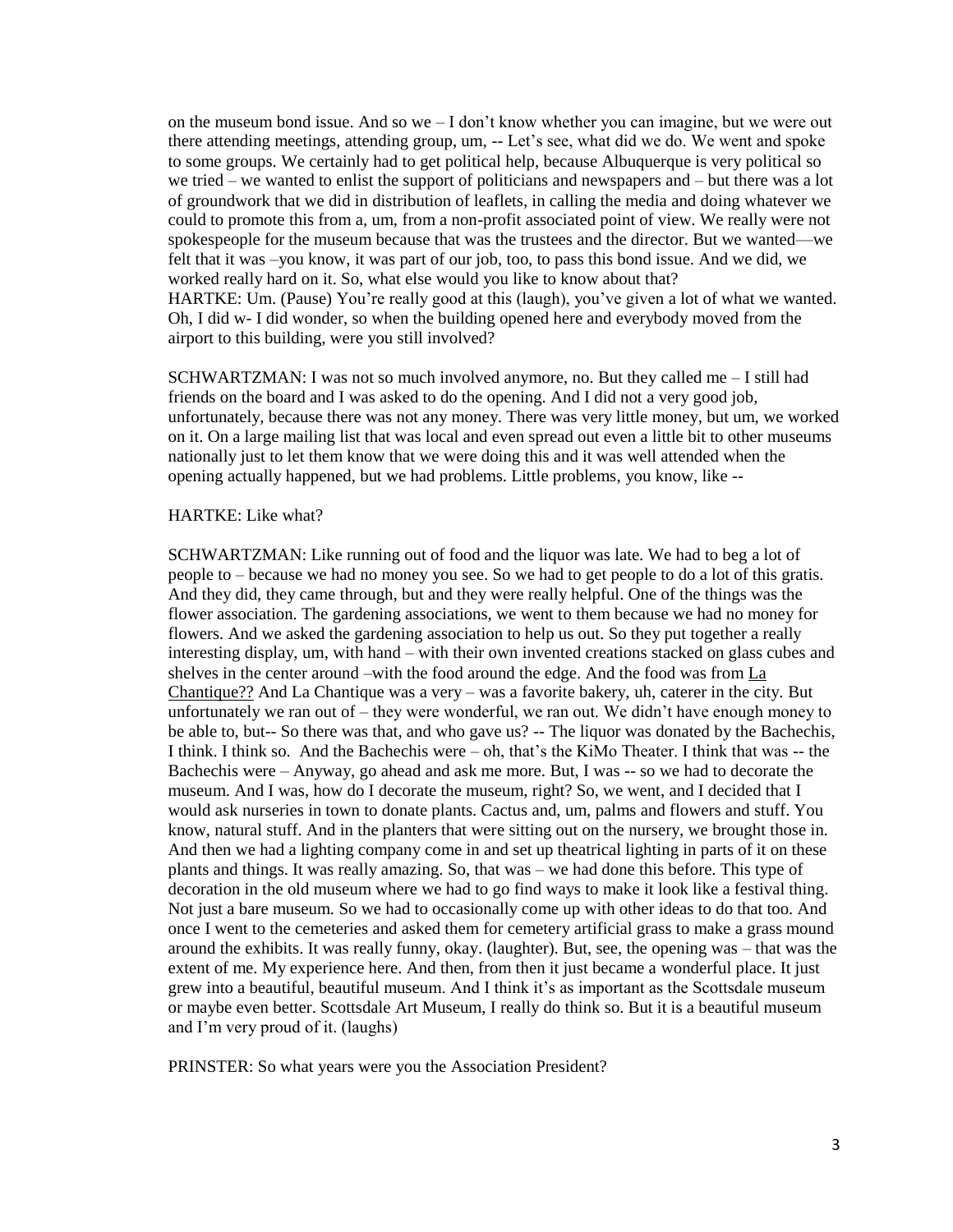on the museum bond issue. And so we – I don't know whether you can imagine, but we were out there attending meetings, attending group, um, -- Let's see, what did we do. We went and spoke to some groups. We certainly had to get political help, because Albuquerque is very political so we tried – we wanted to enlist the support of politicians and newspapers and – but there was a lot of groundwork that we did in distribution of leaflets, in calling the media and doing whatever we could to promote this from a, um, from a non-profit associated point of view. We really were not spokespeople for the museum because that was the trustees and the director. But we wanted—we felt that it was –you know, it was part of our job, too, to pass this bond issue. And we did, we worked really hard on it. So, what else would you like to know about that?
HARTKE: Um. (Pause) You're really good at this (laugh), you've given a lot of what we wanted. Oh, I did w- I did wonder, so when the building opened here and everybody moved from the airport to this building, were you still involved?

SCHWARTZMAN: I was not so much involved anymore, no. But they called me – I still had friends on the board and I was asked to do the opening. And I did not a very good job, unfortunately, because there was not any money. There was very little money, but um, we worked on it. On a large mailing list that was local and even spread out even a little bit to other museums nationally just to let them know that we were doing this and it was well attended when the opening actually happened, but we had problems. Little problems, you know, like --

HARTKE: Like what?

SCHWARTZMAN: Like running out of food and the liquor was late. We had to beg a lot of people to – because we had no money you see. So we had to get people to do a lot of this gratis. And they did, they came through, but and they were really helpful. One of the things was the flower association. The gardening associations, we went to them because we had no money for flowers. And we asked the gardening association to help us out. So they put together a really interesting display, um, with hand – with their own invented creations stacked on glass cubes and shelves in the center around –with the food around the edge. And the food was from La Chantique?? And La Chantique was a very – was a favorite bakery, uh, caterer in the city. But unfortunately we ran out of – they were wonderful, we ran out. We didn't have enough money to be able to, but-- So there was that, and who gave us? -- The liquor was donated by the Bachechis, I think. I think so. And the Bachechis were – oh, that's the KiMo Theater. I think that was -- the Bachechis were – Anyway, go ahead and ask me more. But, I was -- so we had to decorate the museum. And I was, how do I decorate the museum, right? So, we went, and I decided that I would ask nurseries in town to donate plants. Cactus and, um, palms and flowers and stuff. You know, natural stuff. And in the planters that were sitting out on the nursery, we brought those in. And then we had a lighting company come in and set up theatrical lighting in parts of it on these plants and things. It was really amazing. So, that was – we had done this before. This type of decoration in the old museum where we had to go find ways to make it look like a festival thing. Not just a bare museum. So we had to occasionally come up with other ideas to do that too. And once I went to the cemeteries and asked them for cemetery artificial grass to make a grass mound around the exhibits. It was really funny, okay. (laughter). But, see, the opening was – that was the extent of me. My experience here. And then, from then it just became a wonderful place. It just grew into a beautiful, beautiful museum. And I think it's as important as the Scottsdale museum or maybe even better. Scottsdale Art Museum, I really do think so. But it is a beautiful museum and I'm very proud of it. (laughs)

PRINSTER: So what years were you the Association President?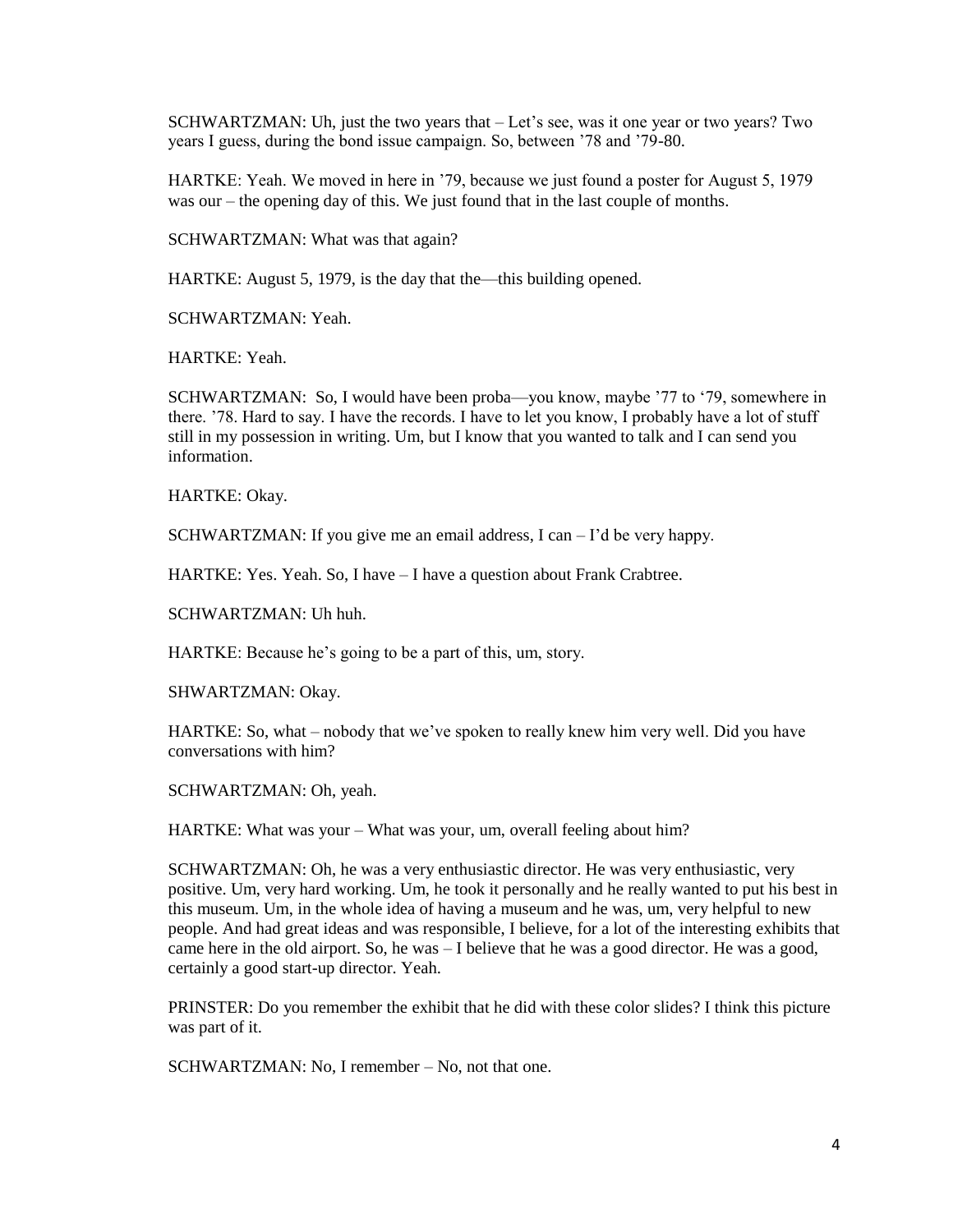SCHWARTZMAN: Uh, just the two years that – Let's see, was it one year or two years? Two years I guess, during the bond issue campaign. So, between '78 and '79-80.

HARTKE: Yeah. We moved in here in '79, because we just found a poster for August 5, 1979 was our – the opening day of this. We just found that in the last couple of months.

SCHWARTZMAN: What was that again?

HARTKE: August 5, 1979, is the day that the—this building opened.

SCHWARTZMAN: Yeah.

HARTKE: Yeah.

SCHWARTZMAN: So, I would have been proba—you know, maybe '77 to '79, somewhere in there. '78. Hard to say. I have the records. I have to let you know, I probably have a lot of stuff still in my possession in writing. Um, but I know that you wanted to talk and I can send you information.

HARTKE: Okay.

SCHWARTZMAN: If you give me an email address, I can – I'd be very happy.

HARTKE: Yes. Yeah. So, I have – I have a question about Frank Crabtree.

SCHWARTZMAN: Uh huh.

HARTKE: Because he's going to be a part of this, um, story.

SHWARTZMAN: Okay.

HARTKE: So, what – nobody that we've spoken to really knew him very well. Did you have conversations with him?

SCHWARTZMAN: Oh, yeah.

HARTKE: What was your – What was your, um, overall feeling about him?

SCHWARTZMAN: Oh, he was a very enthusiastic director. He was very enthusiastic, very positive. Um, very hard working. Um, he took it personally and he really wanted to put his best in this museum. Um, in the whole idea of having a museum and he was, um, very helpful to new people. And had great ideas and was responsible, I believe, for a lot of the interesting exhibits that came here in the old airport. So, he was – I believe that he was a good director. He was a good, certainly a good start-up director. Yeah.

PRINSTER: Do you remember the exhibit that he did with these color slides? I think this picture was part of it.

SCHWARTZMAN: No, I remember – No, not that one.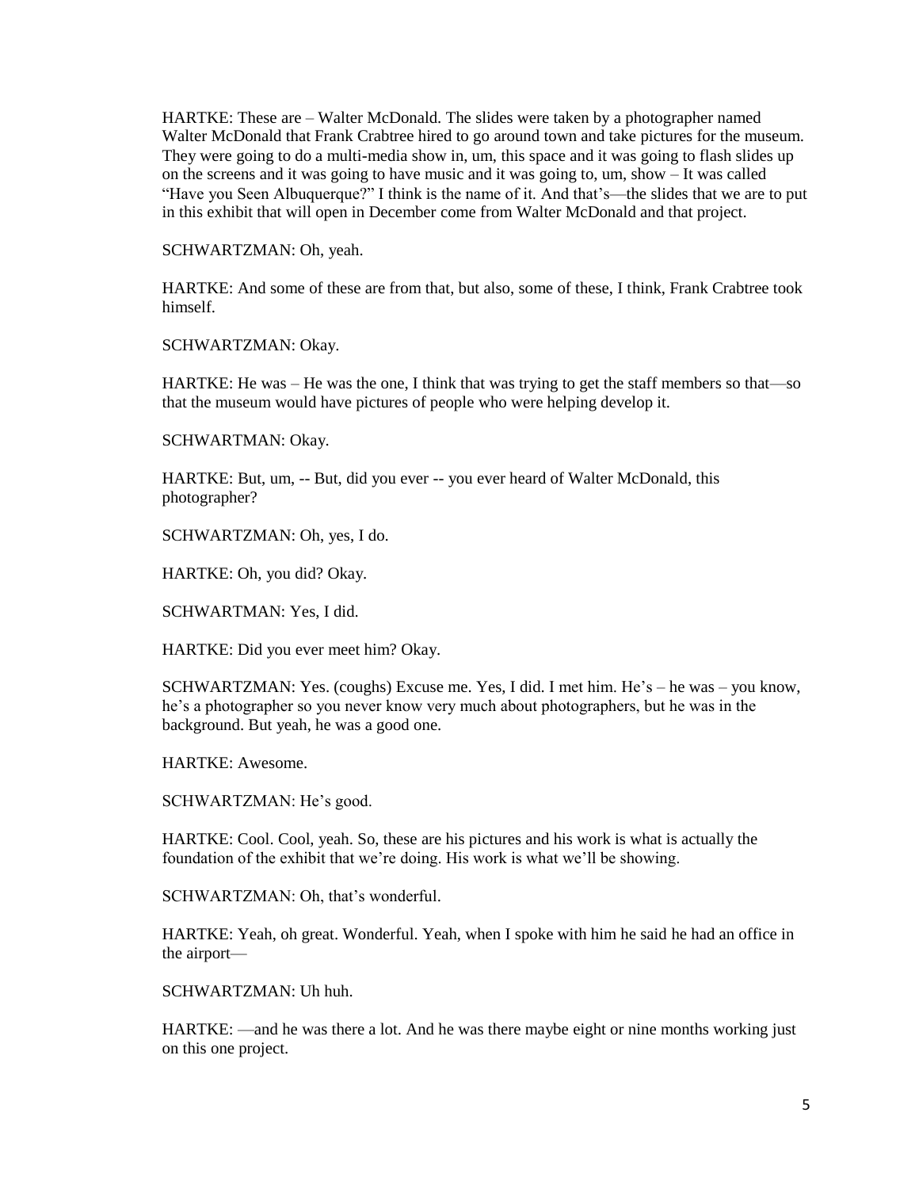HARTKE: These are – Walter McDonald. The slides were taken by a photographer named Walter McDonald that Frank Crabtree hired to go around town and take pictures for the museum. They were going to do a multi-media show in, um, this space and it was going to flash slides up on the screens and it was going to have music and it was going to, um, show – It was called "Have you Seen Albuquerque?" I think is the name of it. And that's—the slides that we are to put in this exhibit that will open in December come from Walter McDonald and that project.

SCHWARTZMAN: Oh, yeah.

HARTKE: And some of these are from that, but also, some of these, I think, Frank Crabtree took himself.

SCHWARTZMAN: Okay.

HARTKE: He was – He was the one, I think that was trying to get the staff members so that—so that the museum would have pictures of people who were helping develop it.

SCHWARTMAN: Okay.

HARTKE: But, um, -- But, did you ever -- you ever heard of Walter McDonald, this photographer?

SCHWARTZMAN: Oh, yes, I do.

HARTKE: Oh, you did? Okay.

SCHWARTMAN: Yes, I did.

HARTKE: Did you ever meet him? Okay.

SCHWARTZMAN: Yes. (coughs) Excuse me. Yes, I did. I met him. He's – he was – you know, he's a photographer so you never know very much about photographers, but he was in the background. But yeah, he was a good one.

HARTKE: Awesome.

SCHWARTZMAN: He's good.

HARTKE: Cool. Cool, yeah. So, these are his pictures and his work is what is actually the foundation of the exhibit that we're doing. His work is what we'll be showing.

SCHWARTZMAN: Oh, that's wonderful.

HARTKE: Yeah, oh great. Wonderful. Yeah, when I spoke with him he said he had an office in the airport—

SCHWARTZMAN: Uh huh.

HARTKE: —and he was there a lot. And he was there maybe eight or nine months working just on this one project.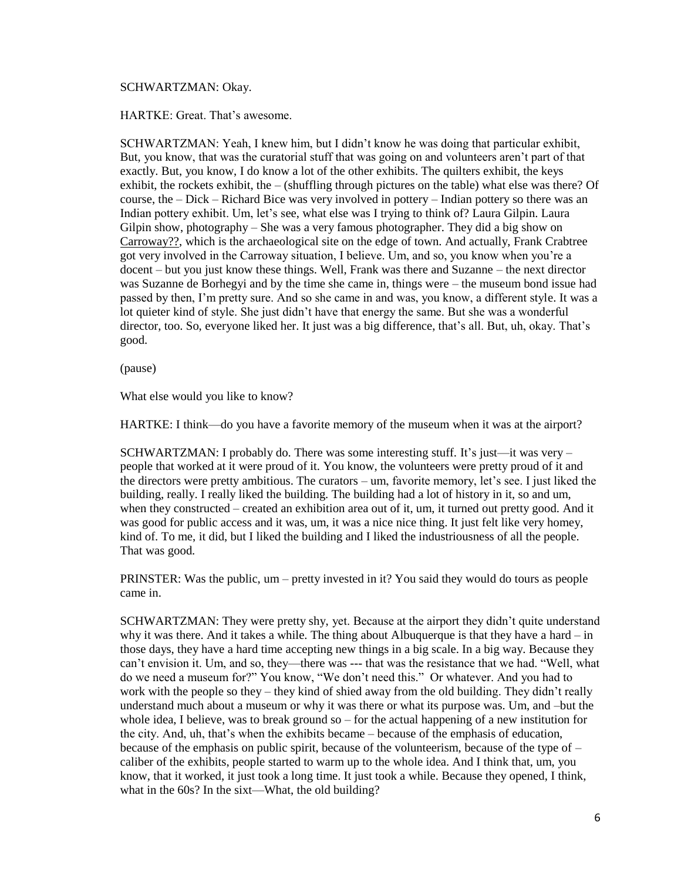SCHWARTZMAN: Okay.

HARTKE: Great. That's awesome.

SCHWARTZMAN: Yeah, I knew him, but I didn't know he was doing that particular exhibit, But, you know, that was the curatorial stuff that was going on and volunteers aren't part of that exactly. But, you know, I do know a lot of the other exhibits. The quilters exhibit, the keys exhibit, the rockets exhibit, the – (shuffling through pictures on the table) what else was there? Of course, the – Dick – Richard Bice was very involved in pottery – Indian pottery so there was an Indian pottery exhibit. Um, let's see, what else was I trying to think of? Laura Gilpin. Laura Gilpin show, photography – She was a very famous photographer. They did a big show on Carroway??, which is the archaeological site on the edge of town. And actually, Frank Crabtree got very involved in the Carroway situation, I believe. Um, and so, you know when you're a docent – but you just know these things. Well, Frank was there and Suzanne – the next director was Suzanne de Borhegyi and by the time she came in, things were – the museum bond issue had passed by then, I'm pretty sure. And so she came in and was, you know, a different style. It was a lot quieter kind of style. She just didn't have that energy the same. But she was a wonderful director, too. So, everyone liked her. It just was a big difference, that's all. But, uh, okay. That's good.

(pause)

What else would you like to know?

HARTKE: I think—do you have a favorite memory of the museum when it was at the airport?

SCHWARTZMAN: I probably do. There was some interesting stuff. It's just—it was very – people that worked at it were proud of it. You know, the volunteers were pretty proud of it and the directors were pretty ambitious. The curators – um, favorite memory, let's see. I just liked the building, really. I really liked the building. The building had a lot of history in it, so and um, when they constructed – created an exhibition area out of it, um, it turned out pretty good. And it was good for public access and it was, um, it was a nice nice thing. It just felt like very homey, kind of. To me, it did, but I liked the building and I liked the industriousness of all the people. That was good.

PRINSTER: Was the public, um – pretty invested in it? You said they would do tours as people came in.

SCHWARTZMAN: They were pretty shy, yet. Because at the airport they didn't quite understand why it was there. And it takes a while. The thing about Albuquerque is that they have a hard – in those days, they have a hard time accepting new things in a big scale. In a big way. Because they can't envision it. Um, and so, they—there was --- that was the resistance that we had. "Well, what do we need a museum for?" You know, "We don't need this." Or whatever. And you had to work with the people so they – they kind of shied away from the old building. They didn't really understand much about a museum or why it was there or what its purpose was. Um, and –but the whole idea, I believe, was to break ground so – for the actual happening of a new institution for the city. And, uh, that's when the exhibits became – because of the emphasis of education, because of the emphasis on public spirit, because of the volunteerism, because of the type of – caliber of the exhibits, people started to warm up to the whole idea. And I think that, um, you know, that it worked, it just took a long time. It just took a while. Because they opened, I think, what in the 60s? In the sixt—What, the old building?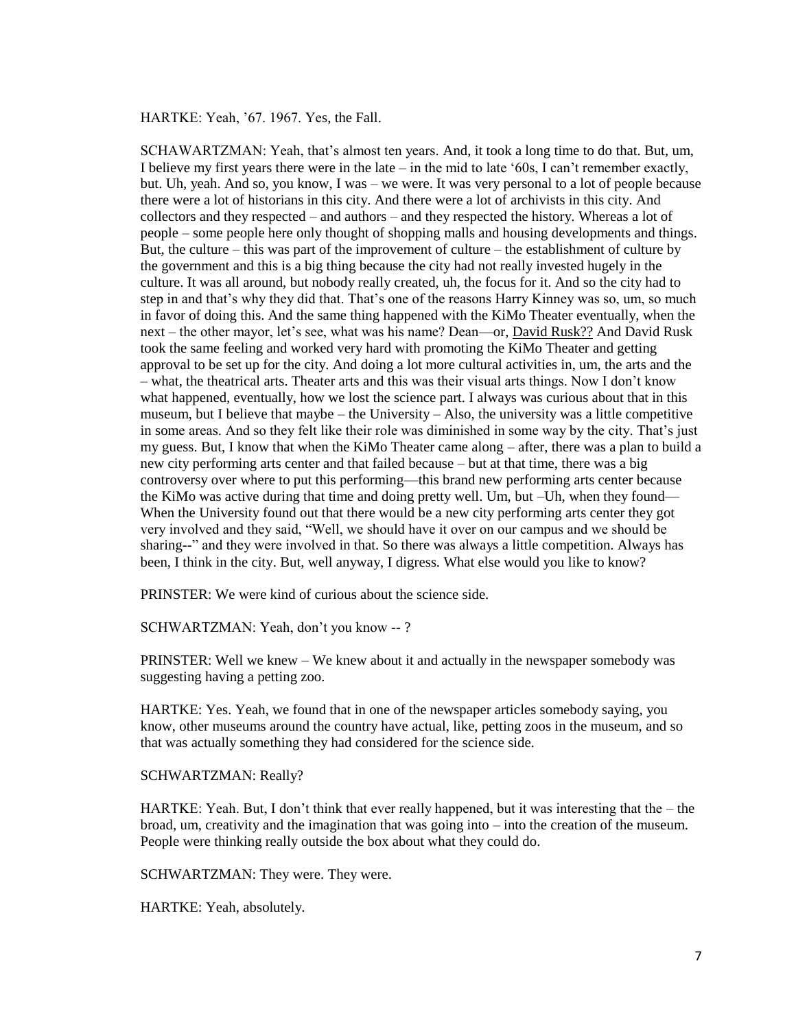HARTKE: Yeah, '67. 1967. Yes, the Fall.

SCHAWARTZMAN: Yeah, that's almost ten years. And, it took a long time to do that. But, um, I believe my first years there were in the late – in the mid to late '60s, I can't remember exactly, but. Uh, yeah. And so, you know, I was – we were. It was very personal to a lot of people because there were a lot of historians in this city. And there were a lot of archivists in this city. And collectors and they respected – and authors – and they respected the history. Whereas a lot of people – some people here only thought of shopping malls and housing developments and things. But, the culture – this was part of the improvement of culture – the establishment of culture by the government and this is a big thing because the city had not really invested hugely in the culture. It was all around, but nobody really created, uh, the focus for it. And so the city had to step in and that's why they did that. That's one of the reasons Harry Kinney was so, um, so much in favor of doing this. And the same thing happened with the KiMo Theater eventually, when the next – the other mayor, let's see, what was his name? Dean—or, David Rusk?? And David Rusk took the same feeling and worked very hard with promoting the KiMo Theater and getting approval to be set up for the city. And doing a lot more cultural activities in, um, the arts and the – what, the theatrical arts. Theater arts and this was their visual arts things. Now I don't know what happened, eventually, how we lost the science part. I always was curious about that in this museum, but I believe that maybe – the University – Also, the university was a little competitive in some areas. And so they felt like their role was diminished in some way by the city. That's just my guess. But, I know that when the KiMo Theater came along – after, there was a plan to build a new city performing arts center and that failed because – but at that time, there was a big controversy over where to put this performing—this brand new performing arts center because the KiMo was active during that time and doing pretty well. Um, but –Uh, when they found— When the University found out that there would be a new city performing arts center they got very involved and they said, "Well, we should have it over on our campus and we should be sharing--" and they were involved in that. So there was always a little competition. Always has been, I think in the city. But, well anyway, I digress. What else would you like to know?

PRINSTER: We were kind of curious about the science side.

SCHWARTZMAN: Yeah, don't you know -- ?

PRINSTER: Well we knew – We knew about it and actually in the newspaper somebody was suggesting having a petting zoo.

HARTKE: Yes. Yeah, we found that in one of the newspaper articles somebody saying, you know, other museums around the country have actual, like, petting zoos in the museum, and so that was actually something they had considered for the science side.

SCHWARTZMAN: Really?

HARTKE: Yeah. But, I don't think that ever really happened, but it was interesting that the – the broad, um, creativity and the imagination that was going into – into the creation of the museum. People were thinking really outside the box about what they could do.

SCHWARTZMAN: They were. They were.

HARTKE: Yeah, absolutely.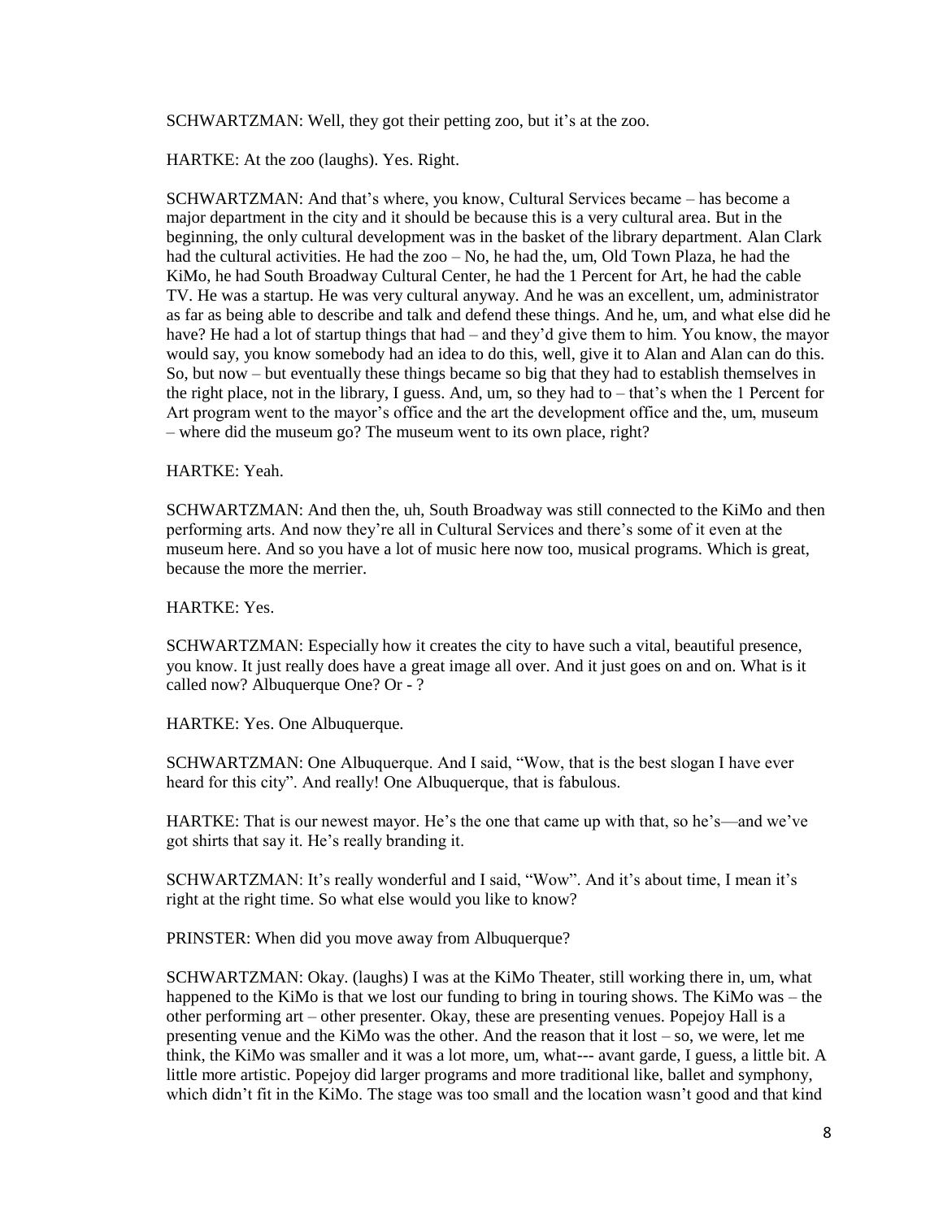SCHWARTZMAN: Well, they got their petting zoo, but it's at the zoo.

HARTKE: At the zoo (laughs). Yes. Right.

SCHWARTZMAN: And that's where, you know, Cultural Services became – has become a major department in the city and it should be because this is a very cultural area. But in the beginning, the only cultural development was in the basket of the library department. Alan Clark had the cultural activities. He had the zoo – No, he had the, um, Old Town Plaza, he had the KiMo, he had South Broadway Cultural Center, he had the 1 Percent for Art, he had the cable TV. He was a startup. He was very cultural anyway. And he was an excellent, um, administrator as far as being able to describe and talk and defend these things. And he, um, and what else did he have? He had a lot of startup things that had – and they'd give them to him. You know, the mayor would say, you know somebody had an idea to do this, well, give it to Alan and Alan can do this. So, but now – but eventually these things became so big that they had to establish themselves in the right place, not in the library, I guess. And, um, so they had to – that's when the 1 Percent for Art program went to the mayor's office and the art the development office and the, um, museum – where did the museum go? The museum went to its own place, right?

HARTKE: Yeah.

SCHWARTZMAN: And then the, uh, South Broadway was still connected to the KiMo and then performing arts. And now they're all in Cultural Services and there's some of it even at the museum here. And so you have a lot of music here now too, musical programs. Which is great, because the more the merrier.

HARTKE: Yes.

SCHWARTZMAN: Especially how it creates the city to have such a vital, beautiful presence, you know. It just really does have a great image all over. And it just goes on and on. What is it called now? Albuquerque One? Or - ?

HARTKE: Yes. One Albuquerque.

SCHWARTZMAN: One Albuquerque. And I said, "Wow, that is the best slogan I have ever heard for this city". And really! One Albuquerque, that is fabulous.

HARTKE: That is our newest mayor. He's the one that came up with that, so he's—and we've got shirts that say it. He's really branding it.

SCHWARTZMAN: It's really wonderful and I said, "Wow". And it's about time, I mean it's right at the right time. So what else would you like to know?

PRINSTER: When did you move away from Albuquerque?

SCHWARTZMAN: Okay. (laughs) I was at the KiMo Theater, still working there in, um, what happened to the KiMo is that we lost our funding to bring in touring shows. The KiMo was – the other performing art – other presenter. Okay, these are presenting venues. Popejoy Hall is a presenting venue and the KiMo was the other. And the reason that it lost – so, we were, let me think, the KiMo was smaller and it was a lot more, um, what--- avant garde, I guess, a little bit. A little more artistic. Popejoy did larger programs and more traditional like, ballet and symphony, which didn't fit in the KiMo. The stage was too small and the location wasn't good and that kind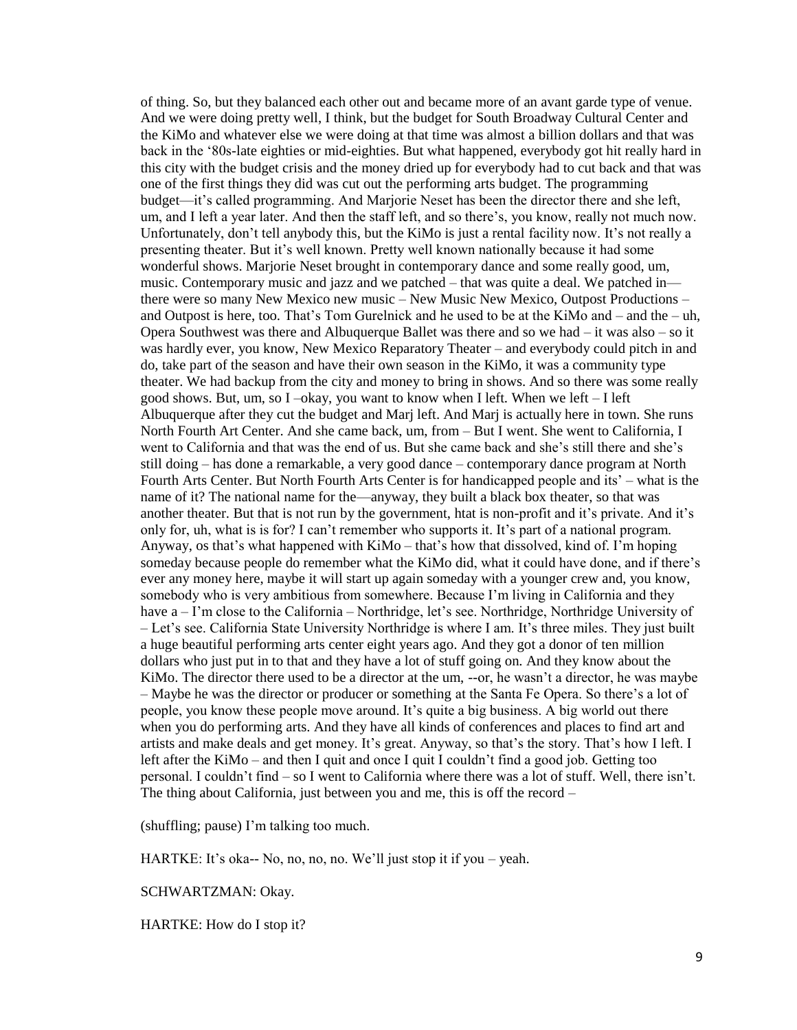of thing. So, but they balanced each other out and became more of an avant garde type of venue. And we were doing pretty well, I think, but the budget for South Broadway Cultural Center and the KiMo and whatever else we were doing at that time was almost a billion dollars and that was back in the '80s-late eighties or mid-eighties. But what happened, everybody got hit really hard in this city with the budget crisis and the money dried up for everybody had to cut back and that was one of the first things they did was cut out the performing arts budget. The programming budget—it's called programming. And Marjorie Neset has been the director there and she left, um, and I left a year later. And then the staff left, and so there's, you know, really not much now. Unfortunately, don't tell anybody this, but the KiMo is just a rental facility now. It's not really a presenting theater. But it's well known. Pretty well known nationally because it had some wonderful shows. Marjorie Neset brought in contemporary dance and some really good, um, music. Contemporary music and jazz and we patched – that was quite a deal. We patched in—there were so many New Mexico new music – New Music New Mexico, Outpost Productions – and Outpost is here, too. That's Tom Gurelnick and he used to be at the KiMo and – and the – uh, Opera Southwest was there and Albuquerque Ballet was there and so we had – it was also – so it was hardly ever, you know, New Mexico Reparatory Theater – and everybody could pitch in and do, take part of the season and have their own season in the KiMo, it was a community type theater. We had backup from the city and money to bring in shows. And so there was some really good shows. But, um, so I –okay, you want to know when I left. When we left – I left Albuquerque after they cut the budget and Marj left. And Marj is actually here in town. She runs North Fourth Art Center. And she came back, um, from – But I went. She went to California, I went to California and that was the end of us. But she came back and she's still there and she's still doing – has done a remarkable, a very good dance – contemporary dance program at North Fourth Arts Center. But North Fourth Arts Center is for handicapped people and its' – what is the name of it? The national name for the—anyway, they built a black box theater, so that was another theater. But that is not run by the government, htat is non-profit and it's private. And it's only for, uh, what is is for? I can't remember who supports it. It's part of a national program. Anyway, os that's what happened with KiMo – that's how that dissolved, kind of. I'm hoping someday because people do remember what the KiMo did, what it could have done, and if there's ever any money here, maybe it will start up again someday with a younger crew and, you know, somebody who is very ambitious from somewhere. Because I'm living in California and they have a – I'm close to the California – Northridge, let's see. Northridge, Northridge University of – Let's see. California State University Northridge is where I am. It's three miles. They just built a huge beautiful performing arts center eight years ago. And they got a donor of ten million dollars who just put in to that and they have a lot of stuff going on. And they know about the KiMo. The director there used to be a director at the um, --or, he wasn't a director, he was maybe – Maybe he was the director or producer or something at the Santa Fe Opera. So there's a lot of people, you know these people move around. It's quite a big business. A big world out there when you do performing arts. And they have all kinds of conferences and places to find art and artists and make deals and get money. It's great. Anyway, so that's the story. That's how I left. I left after the KiMo – and then I quit and once I quit I couldn't find a good job. Getting too personal. I couldn't find – so I went to California where there was a lot of stuff. Well, there isn't. The thing about California, just between you and me, this is off the record –

(shuffling; pause) I'm talking too much.

HARTKE: It's oka-- No, no, no, no. We'll just stop it if you – yeah.

SCHWARTZMAN: Okay.

HARTKE: How do I stop it?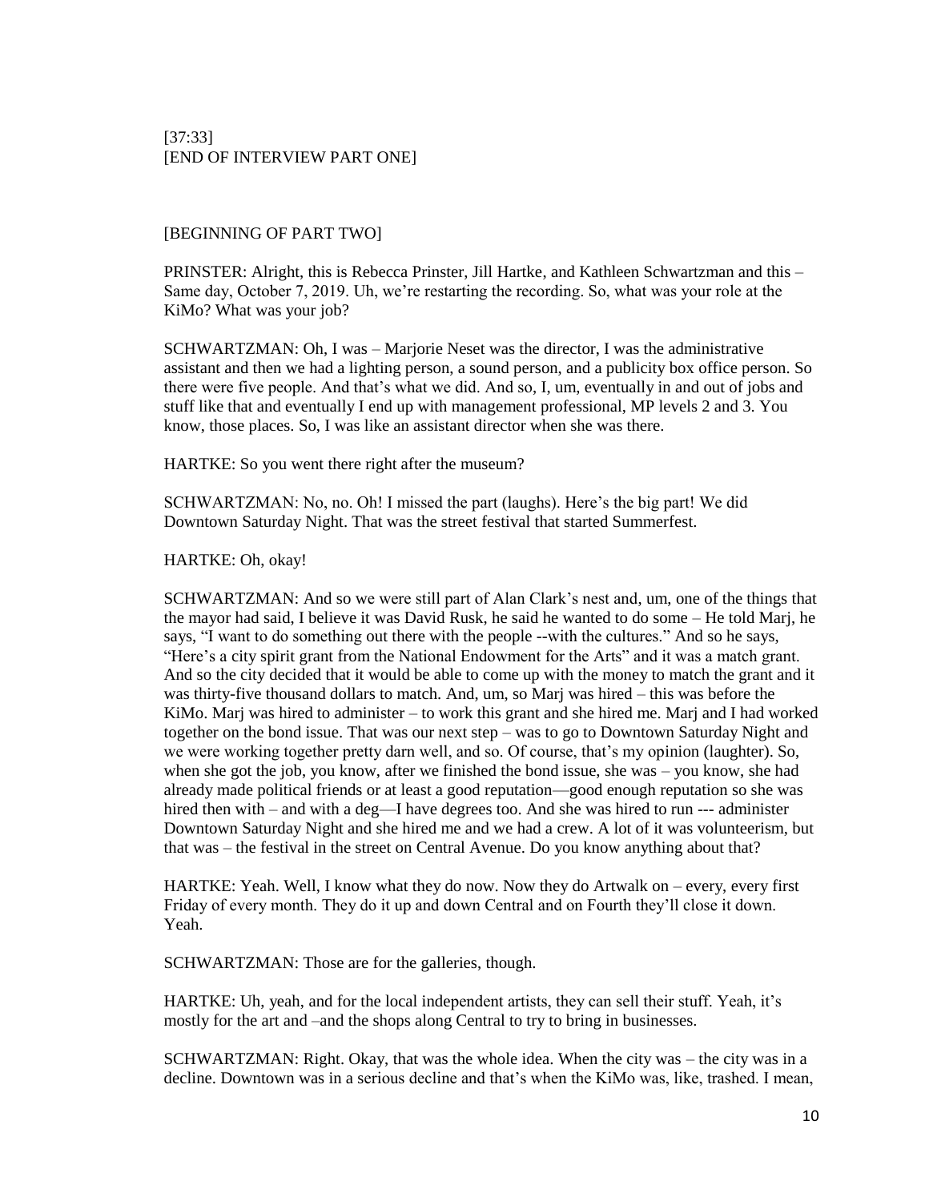[37:33]
[END OF INTERVIEW PART ONE]

[BEGINNING OF PART TWO]

PRINSTER: Alright, this is Rebecca Prinster, Jill Hartke, and Kathleen Schwartzman and this – Same day, October 7, 2019. Uh, we're restarting the recording. So, what was your role at the KiMo? What was your job?

SCHWARTZMAN: Oh, I was – Marjorie Neset was the director, I was the administrative assistant and then we had a lighting person, a sound person, and a publicity box office person. So there were five people. And that's what we did. And so, I, um, eventually in and out of jobs and stuff like that and eventually I end up with management professional, MP levels 2 and 3. You know, those places. So, I was like an assistant director when she was there.

HARTKE: So you went there right after the museum?

SCHWARTZMAN: No, no. Oh! I missed the part (laughs). Here's the big part! We did Downtown Saturday Night. That was the street festival that started Summerfest.

HARTKE: Oh, okay!

SCHWARTZMAN: And so we were still part of Alan Clark's nest and, um, one of the things that the mayor had said, I believe it was David Rusk, he said he wanted to do some – He told Marj, he says, "I want to do something out there with the people --with the cultures." And so he says, "Here's a city spirit grant from the National Endowment for the Arts" and it was a match grant. And so the city decided that it would be able to come up with the money to match the grant and it was thirty-five thousand dollars to match. And, um, so Marj was hired – this was before the KiMo. Marj was hired to administer – to work this grant and she hired me. Marj and I had worked together on the bond issue. That was our next step – was to go to Downtown Saturday Night and we were working together pretty darn well, and so. Of course, that's my opinion (laughter). So, when she got the job, you know, after we finished the bond issue, she was – you know, she had already made political friends or at least a good reputation—good enough reputation so she was hired then with – and with a deg—I have degrees too. And she was hired to run --- administer Downtown Saturday Night and she hired me and we had a crew. A lot of it was volunteerism, but that was – the festival in the street on Central Avenue. Do you know anything about that?

HARTKE: Yeah. Well, I know what they do now. Now they do Artwalk on – every, every first Friday of every month. They do it up and down Central and on Fourth they'll close it down. Yeah.

SCHWARTZMAN: Those are for the galleries, though.

HARTKE: Uh, yeah, and for the local independent artists, they can sell their stuff. Yeah, it's mostly for the art and –and the shops along Central to try to bring in businesses.

SCHWARTZMAN: Right. Okay, that was the whole idea. When the city was – the city was in a decline. Downtown was in a serious decline and that's when the KiMo was, like, trashed. I mean,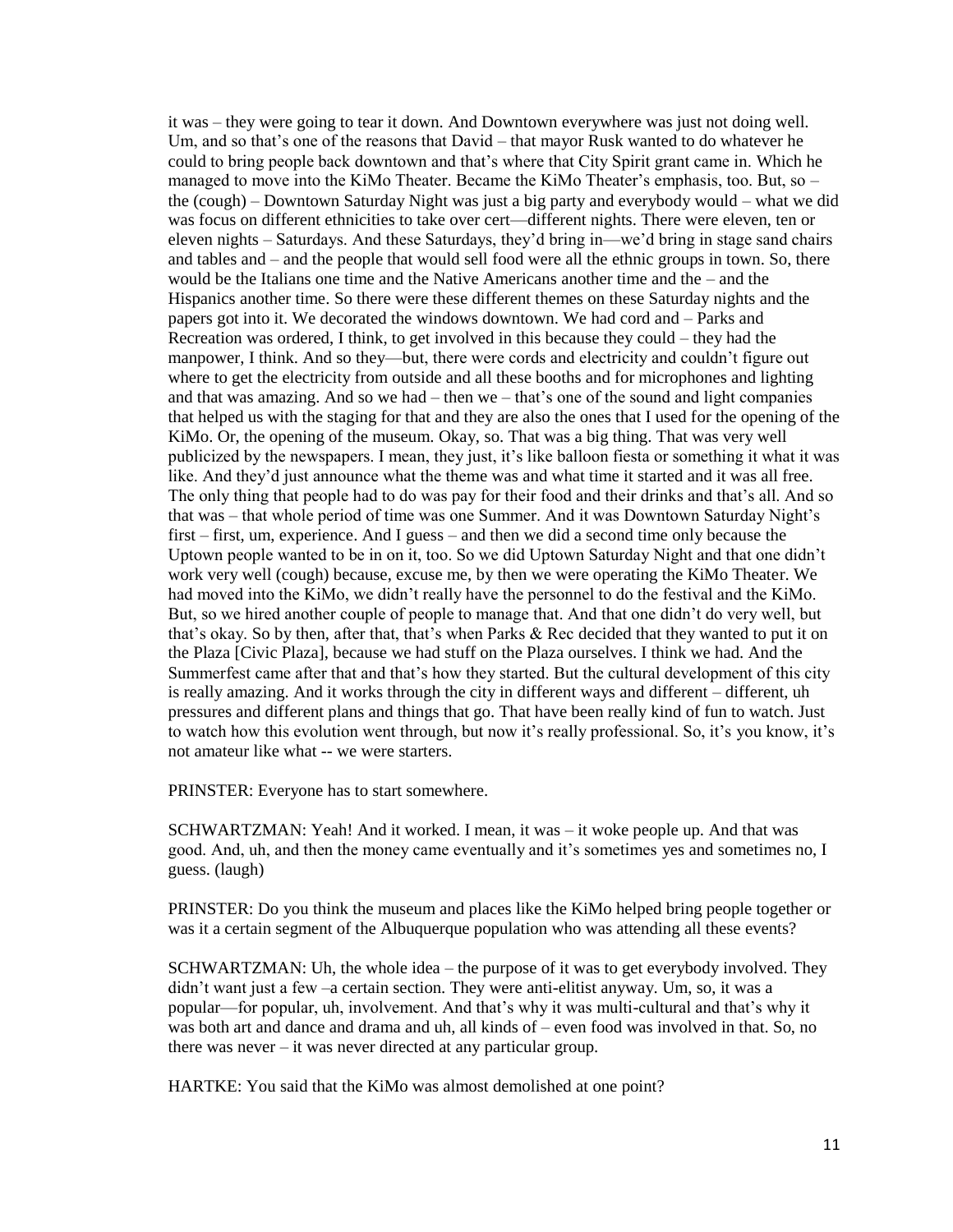it was – they were going to tear it down. And Downtown everywhere was just not doing well. Um, and so that's one of the reasons that David – that mayor Rusk wanted to do whatever he could to bring people back downtown and that's where that City Spirit grant came in. Which he managed to move into the KiMo Theater. Became the KiMo Theater's emphasis, too. But, so – the (cough) – Downtown Saturday Night was just a big party and everybody would – what we did was focus on different ethnicities to take over cert—different nights. There were eleven, ten or eleven nights – Saturdays. And these Saturdays, they'd bring in—we'd bring in stage sand chairs and tables and – and the people that would sell food were all the ethnic groups in town. So, there would be the Italians one time and the Native Americans another time and the – and the Hispanics another time. So there were these different themes on these Saturday nights and the papers got into it. We decorated the windows downtown. We had cord and – Parks and Recreation was ordered, I think, to get involved in this because they could – they had the manpower, I think. And so they—but, there were cords and electricity and couldn't figure out where to get the electricity from outside and all these booths and for microphones and lighting and that was amazing. And so we had – then we – that's one of the sound and light companies that helped us with the staging for that and they are also the ones that I used for the opening of the KiMo. Or, the opening of the museum. Okay, so. That was a big thing. That was very well publicized by the newspapers. I mean, they just, it's like balloon fiesta or something it what it was like. And they'd just announce what the theme was and what time it started and it was all free. The only thing that people had to do was pay for their food and their drinks and that's all. And so that was – that whole period of time was one Summer. And it was Downtown Saturday Night's first – first, um, experience. And I guess – and then we did a second time only because the Uptown people wanted to be in on it, too. So we did Uptown Saturday Night and that one didn't work very well (cough) because, excuse me, by then we were operating the KiMo Theater. We had moved into the KiMo, we didn't really have the personnel to do the festival and the KiMo. But, so we hired another couple of people to manage that. And that one didn't do very well, but that's okay. So by then, after that, that's when Parks & Rec decided that they wanted to put it on the Plaza [Civic Plaza], because we had stuff on the Plaza ourselves. I think we had. And the Summerfest came after that and that's how they started. But the cultural development of this city is really amazing. And it works through the city in different ways and different – different, uh pressures and different plans and things that go. That have been really kind of fun to watch. Just to watch how this evolution went through, but now it's really professional. So, it's you know, it's not amateur like what -- we were starters.

PRINSTER: Everyone has to start somewhere.

SCHWARTZMAN: Yeah! And it worked. I mean, it was – it woke people up. And that was good. And, uh, and then the money came eventually and it's sometimes yes and sometimes no, I guess. (laugh)

PRINSTER: Do you think the museum and places like the KiMo helped bring people together or was it a certain segment of the Albuquerque population who was attending all these events?

SCHWARTZMAN: Uh, the whole idea – the purpose of it was to get everybody involved. They didn't want just a few –a certain section. They were anti-elitist anyway. Um, so, it was a popular—for popular, uh, involvement. And that's why it was multi-cultural and that's why it was both art and dance and drama and uh, all kinds of – even food was involved in that. So, no there was never – it was never directed at any particular group.

HARTKE: You said that the KiMo was almost demolished at one point?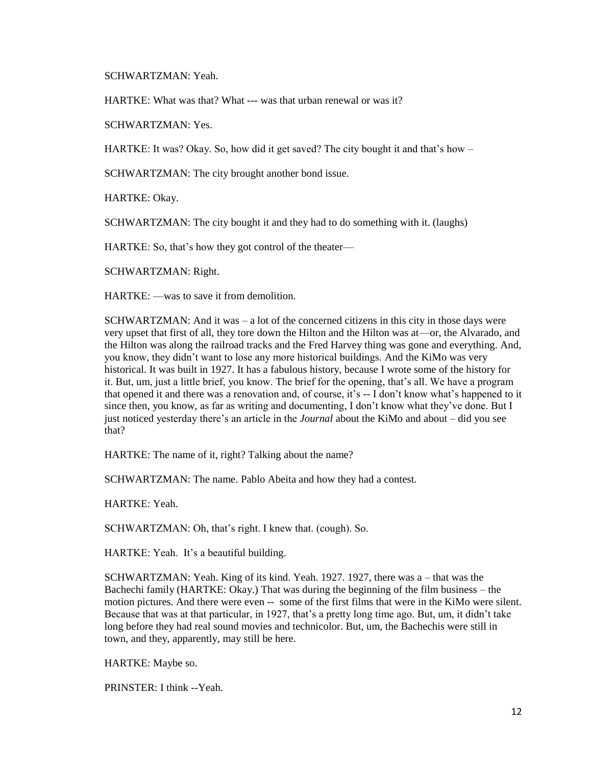SCHWARTZMAN: Yeah.

HARTKE: What was that? What --- was that urban renewal or was it?

SCHWARTZMAN: Yes.

HARTKE: It was? Okay. So, how did it get saved? The city bought it and that's how –

SCHWARTZMAN: The city brought another bond issue.

HARTKE: Okay.

SCHWARTZMAN: The city bought it and they had to do something with it. (laughs)

HARTKE: So, that's how they got control of the theater—

SCHWARTZMAN: Right.

HARTKE: —was to save it from demolition.

SCHWARTZMAN: And it was – a lot of the concerned citizens in this city in those days were very upset that first of all, they tore down the Hilton and the Hilton was at—or, the Alvarado, and the Hilton was along the railroad tracks and the Fred Harvey thing was gone and everything. And, you know, they didn't want to lose any more historical buildings. And the KiMo was very historical. It was built in 1927. It has a fabulous history, because I wrote some of the history for it. But, um, just a little brief, you know. The brief for the opening, that's all. We have a program that opened it and there was a renovation and, of course, it's -- I don't know what's happened to it since then, you know, as far as writing and documenting, I don't know what they've done. But I just noticed yesterday there's an article in the *Journal* about the KiMo and about – did you see that?

HARTKE: The name of it, right? Talking about the name?

SCHWARTZMAN: The name. Pablo Abeita and how they had a contest.

HARTKE: Yeah.

SCHWARTZMAN: Oh, that's right. I knew that. (cough). So.

HARTKE: Yeah. It's a beautiful building.

SCHWARTZMAN: Yeah. King of its kind. Yeah. 1927. 1927, there was a – that was the Bachechi family (HARTKE: Okay.) That was during the beginning of the film business – the motion pictures. And there were even -- some of the first films that were in the KiMo were silent. Because that was at that particular, in 1927, that's a pretty long time ago. But, um, it didn't take long before they had real sound movies and technicolor. But, um, the Bachechis were still in town, and they, apparently, may still be here.

HARTKE: Maybe so.

PRINSTER: I think --Yeah.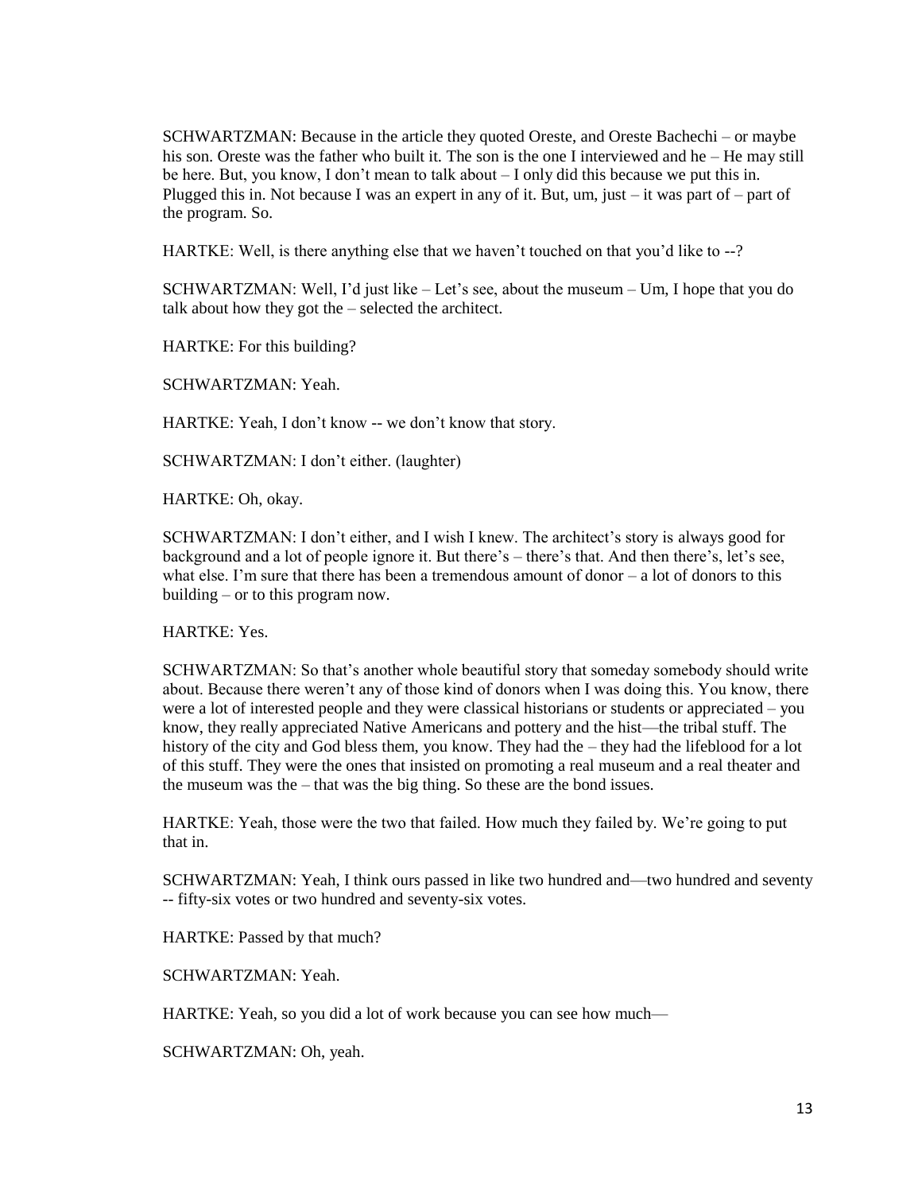SCHWARTZMAN: Because in the article they quoted Oreste, and Oreste Bachechi – or maybe his son. Oreste was the father who built it. The son is the one I interviewed and he – He may still be here. But, you know, I don't mean to talk about – I only did this because we put this in. Plugged this in. Not because I was an expert in any of it. But, um, just – it was part of – part of the program. So.

HARTKE: Well, is there anything else that we haven't touched on that you'd like to --?

SCHWARTZMAN: Well, I'd just like – Let's see, about the museum – Um, I hope that you do talk about how they got the – selected the architect.

HARTKE: For this building?

SCHWARTZMAN: Yeah.

HARTKE: Yeah, I don't know -- we don't know that story.

SCHWARTZMAN: I don't either. (laughter)

HARTKE: Oh, okay.

SCHWARTZMAN: I don't either, and I wish I knew. The architect's story is always good for background and a lot of people ignore it. But there's – there's that. And then there's, let's see, what else. I'm sure that there has been a tremendous amount of donor – a lot of donors to this building – or to this program now.

HARTKE: Yes.

SCHWARTZMAN: So that's another whole beautiful story that someday somebody should write about. Because there weren't any of those kind of donors when I was doing this. You know, there were a lot of interested people and they were classical historians or students or appreciated – you know, they really appreciated Native Americans and pottery and the hist—the tribal stuff. The history of the city and God bless them, you know. They had the – they had the lifeblood for a lot of this stuff. They were the ones that insisted on promoting a real museum and a real theater and the museum was the – that was the big thing. So these are the bond issues.

HARTKE: Yeah, those were the two that failed. How much they failed by. We're going to put that in.

SCHWARTZMAN: Yeah, I think ours passed in like two hundred and—two hundred and seventy -- fifty-six votes or two hundred and seventy-six votes.

HARTKE: Passed by that much?

SCHWARTZMAN: Yeah.

HARTKE: Yeah, so you did a lot of work because you can see how much—

SCHWARTZMAN: Oh, yeah.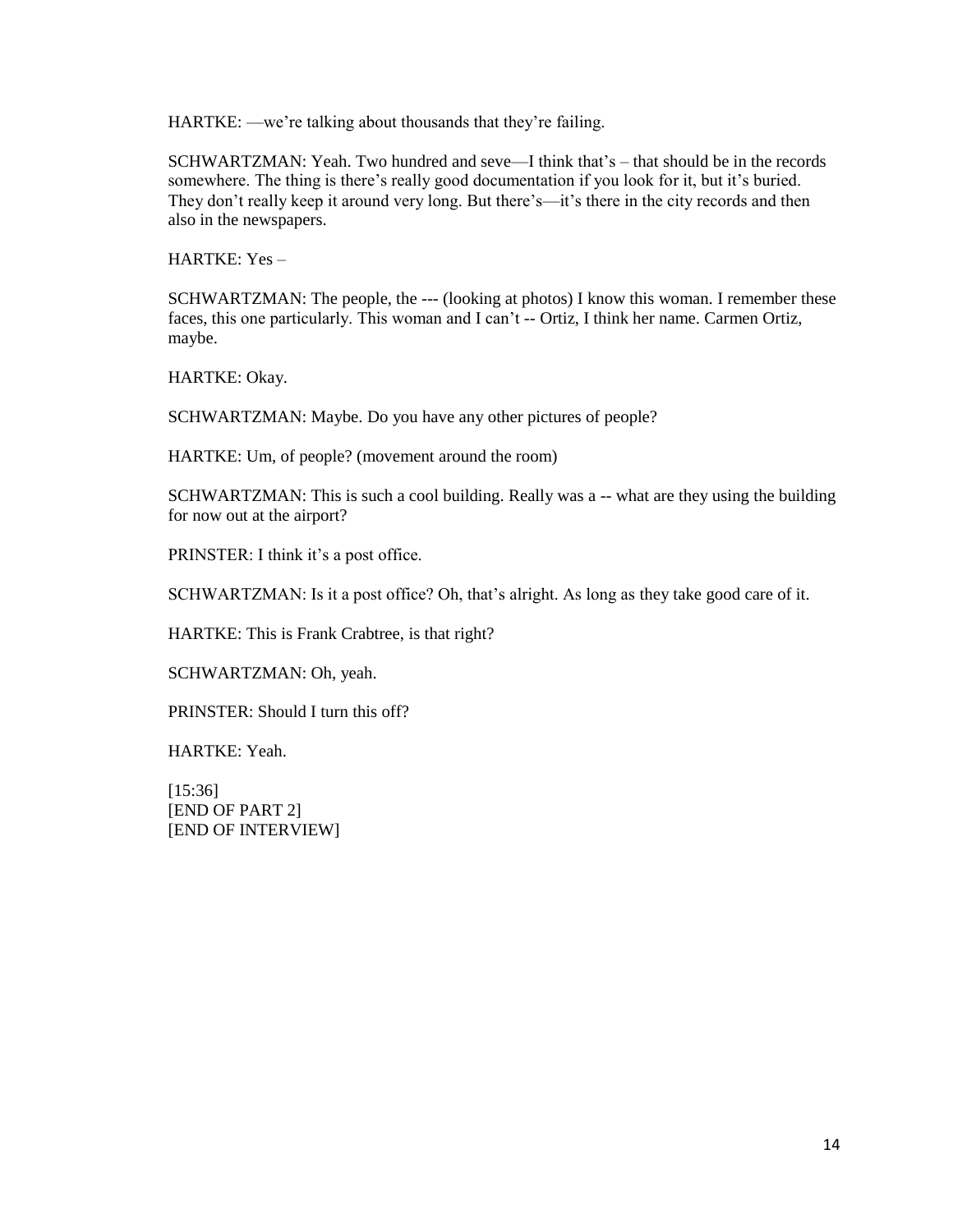HARTKE: —we're talking about thousands that they're failing.

SCHWARTZMAN: Yeah. Two hundred and seve—I think that's – that should be in the records somewhere. The thing is there's really good documentation if you look for it, but it's buried. They don't really keep it around very long. But there's—it's there in the city records and then also in the newspapers.

HARTKE: Yes –

SCHWARTZMAN: The people, the --- (looking at photos) I know this woman. I remember these faces, this one particularly. This woman and I can't -- Ortiz, I think her name. Carmen Ortiz, maybe.

HARTKE: Okay.

SCHWARTZMAN: Maybe. Do you have any other pictures of people?

HARTKE: Um, of people? (movement around the room)

SCHWARTZMAN: This is such a cool building. Really was a -- what are they using the building for now out at the airport?

PRINSTER: I think it's a post office.

SCHWARTZMAN: Is it a post office? Oh, that's alright. As long as they take good care of it.

HARTKE: This is Frank Crabtree, is that right?

SCHWARTZMAN: Oh, yeah.

PRINSTER: Should I turn this off?

HARTKE: Yeah.

[15:36]
[END OF PART 2]
[END OF INTERVIEW]